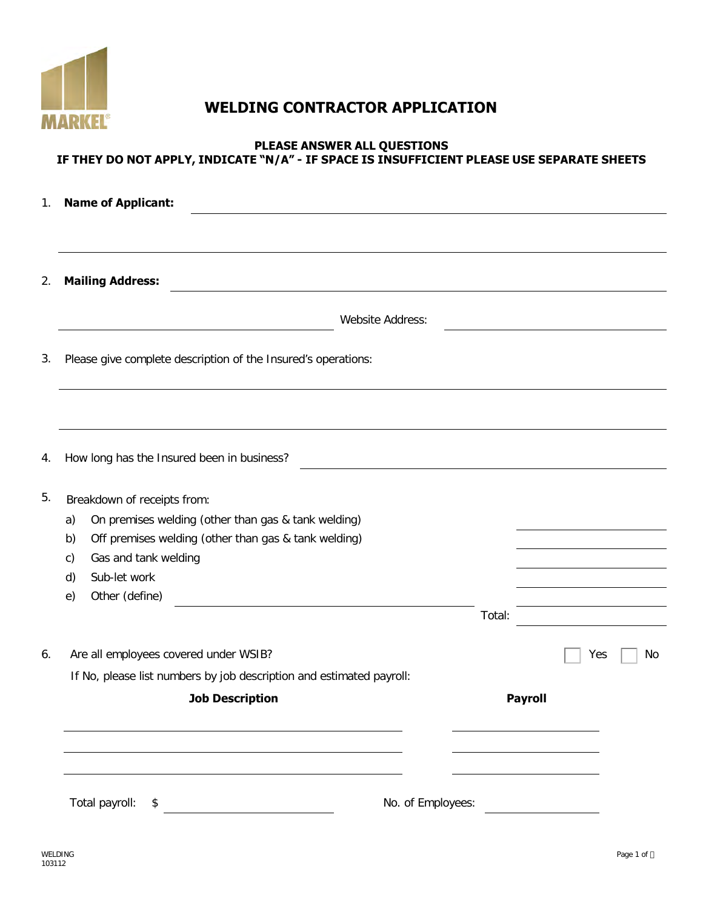# WELDING CONTRACTOR APPLICATION

**PLEASE ANSWER ALL QUESTIONS**
**IF THEY DO NOT APPLY, INDICATE "N/A" - IF SPACE IS INSUFFICIENT PLEASE USE SEPARATE SHEETS**

1. **Name of Applicant:** ______________________________

   ______________________________

2. **Mailing Address:** ______________________________

   ______________________________ Website Address: ______________________________

3. Please give complete description of the Insured's operations:

   ______________________________

   ______________________________

4. How long has the Insured been in business? ______________________________

5. Breakdown of receipts from:

   a) On premises welding (other than gas & tank welding) ______________
   b) Off premises welding (other than gas & tank welding) ______________
   c) Gas and tank welding ______________
   d) Sub-let work ______________
   e) Other (define) ______________________________ ______________

   Total: ______________

6. Are all employees covered under WSIB? ☐ Yes ☐ No

   If No, please list numbers by job description and estimated payroll:

| Job Description | Payroll |
|---|---|
| | |
| | |
| | |

Total payroll: $ ______________ No. of Employees: ______________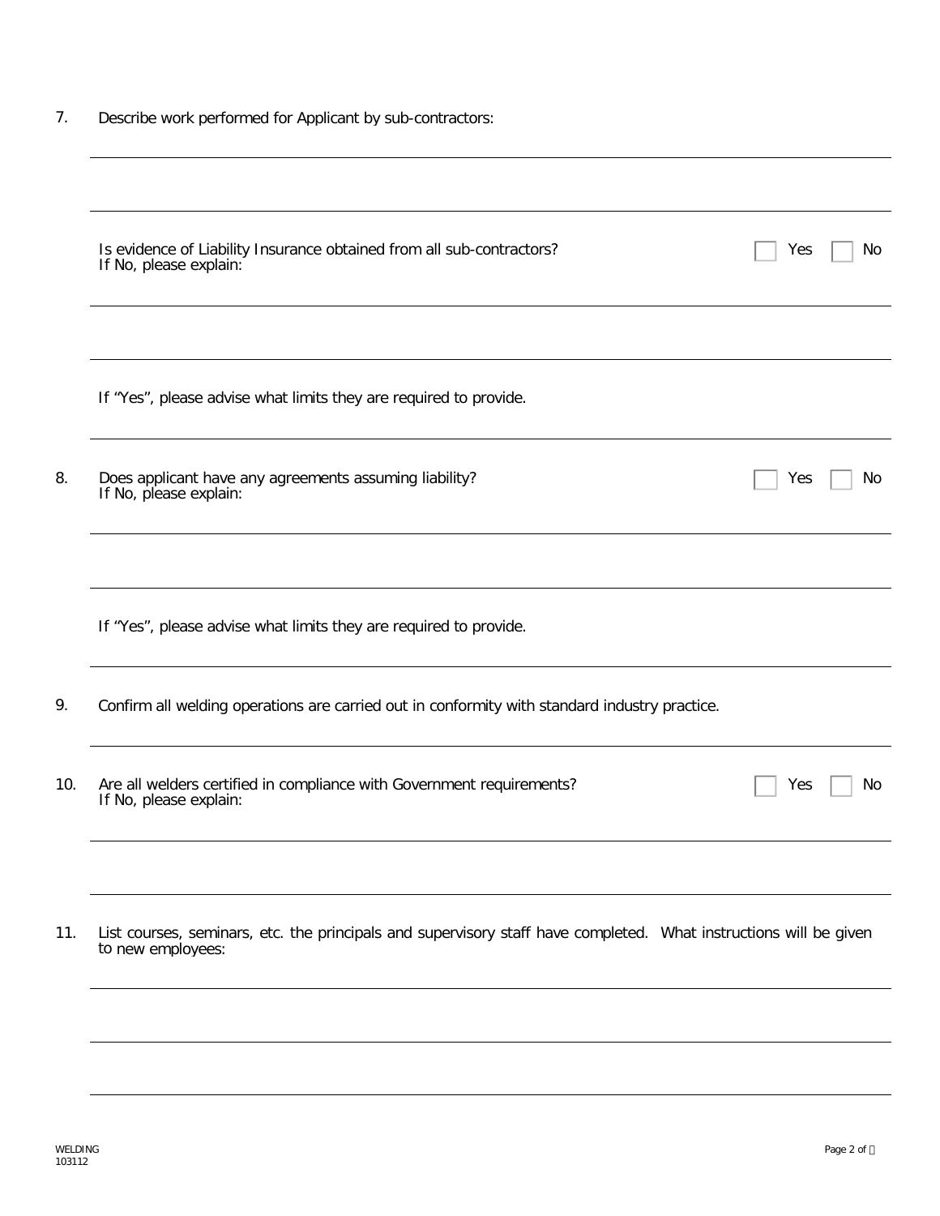7. Describe work performed for Applicant by sub-contractors:

______________________________________________________________________

______________________________________________________________________

Is evidence of Liability Insurance obtained from all sub-contractors? ☐ Yes ☐ No
If No, please explain:

______________________________________________________________________

______________________________________________________________________

If "Yes", please advise what limits they are required to provide.

______________________________________________________________________

8. Does applicant have any agreements assuming liability? ☐ Yes ☐ No
If No, please explain:

______________________________________________________________________

______________________________________________________________________

If "Yes", please advise what limits they are required to provide.

______________________________________________________________________

9. Confirm all welding operations are carried out in conformity with standard industry practice.

______________________________________________________________________

10. Are all welders certified in compliance with Government requirements? ☐ Yes ☐ No
If No, please explain:

______________________________________________________________________

______________________________________________________________________

11. List courses, seminars, etc. the principals and supervisory staff have completed. What instructions will be given to new employees:

______________________________________________________________________

______________________________________________________________________

______________________________________________________________________

WELDING
103112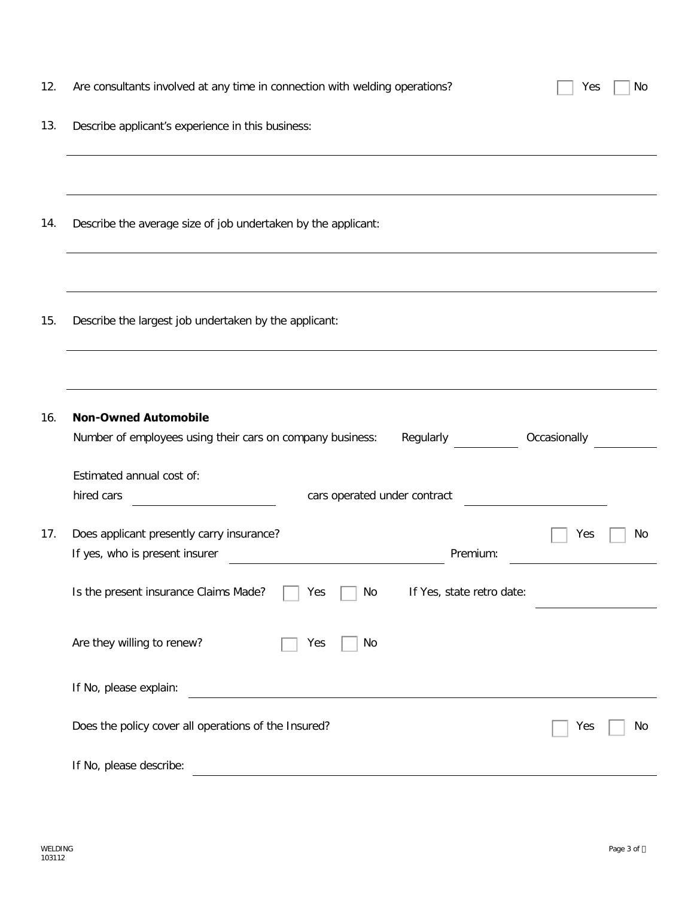12. Are consultants involved at any time in connection with welding operations? ☐ Yes ☐ No

13. Describe applicant's experience in this business:

_______________________________________________

_______________________________________________

14. Describe the average size of job undertaken by the applicant:

_______________________________________________

_______________________________________________

15. Describe the largest job undertaken by the applicant:

_______________________________________________

_______________________________________________

16. **Non-Owned Automobile**

    Number of employees using their cars on company business: Regularly __________ Occasionally __________

    Estimated annual cost of:

    hired cars ____________________ cars operated under contract ____________________

17. Does applicant presently carry insurance? ☐ Yes ☐ No

    If yes, who is present insurer ______________________________ Premium: ____________________

    Is the present insurance Claims Made? ☐ Yes ☐ No If Yes, state retro date: ____________________

    Are they willing to renew? ☐ Yes ☐ No

    If No, please explain: _______________________________________________

    Does the policy cover all operations of the Insured? ☐ Yes ☐ No

    If No, please describe: _______________________________________________

WELDING
103112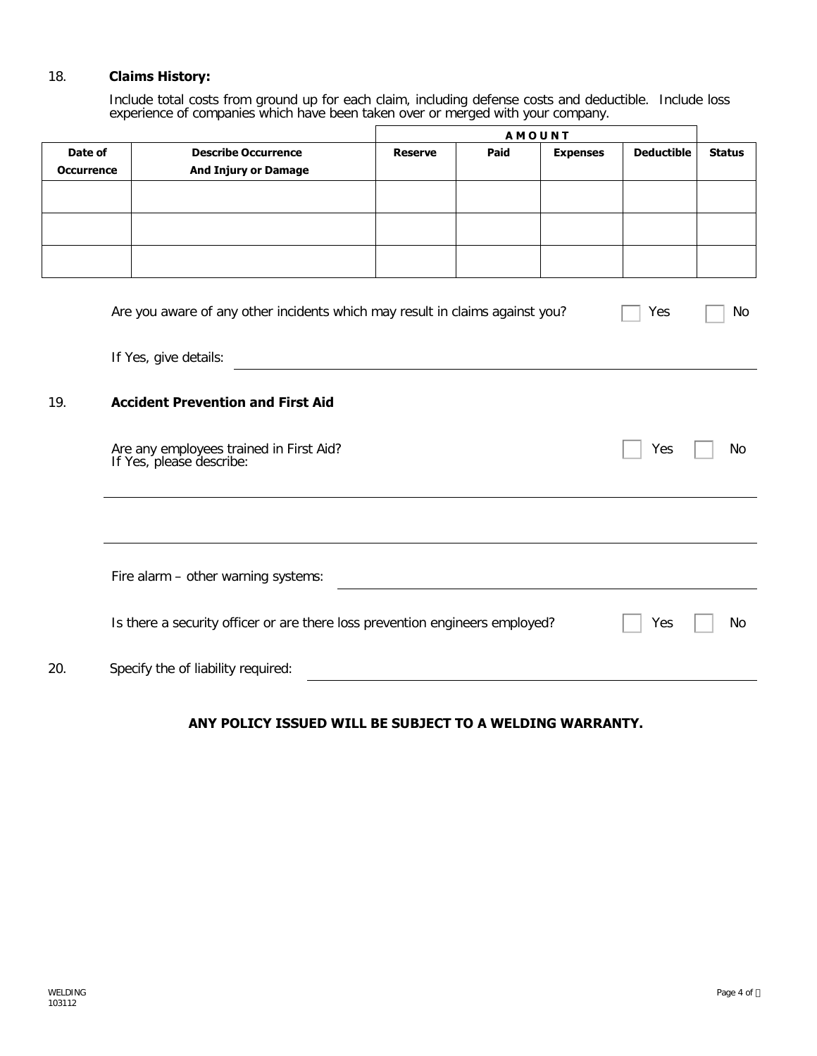18. **Claims History:**

Include total costs from ground up for each claim, including defense costs and deductible. Include loss experience of companies which have been taken over or merged with your company.

| | | AMOUNT | | | | |
|---|---|---|---|---|---|---|
| **Date of Occurrence** | **Describe Occurrence And Injury or Damage** | **Reserve** | **Paid** | **Expenses** | **Deductible** | **Status** |
| | | | | | | |
| | | | | | | |
| | | | | | | |

Are you aware of any other incidents which may result in claims against you? ☐ Yes ☐ No

If Yes, give details: ______________________________

19. **Accident Prevention and First Aid**

Are any employees trained in First Aid? ☐ Yes ☐ No
If Yes, please describe:

______________________________

______________________________

Fire alarm – other warning systems: ______________________________

Is there a security officer or are there loss prevention engineers employed? ☐ Yes ☐ No

20. Specify the of liability required: ______________________________

**ANY POLICY ISSUED WILL BE SUBJECT TO A WELDING WARRANTY.**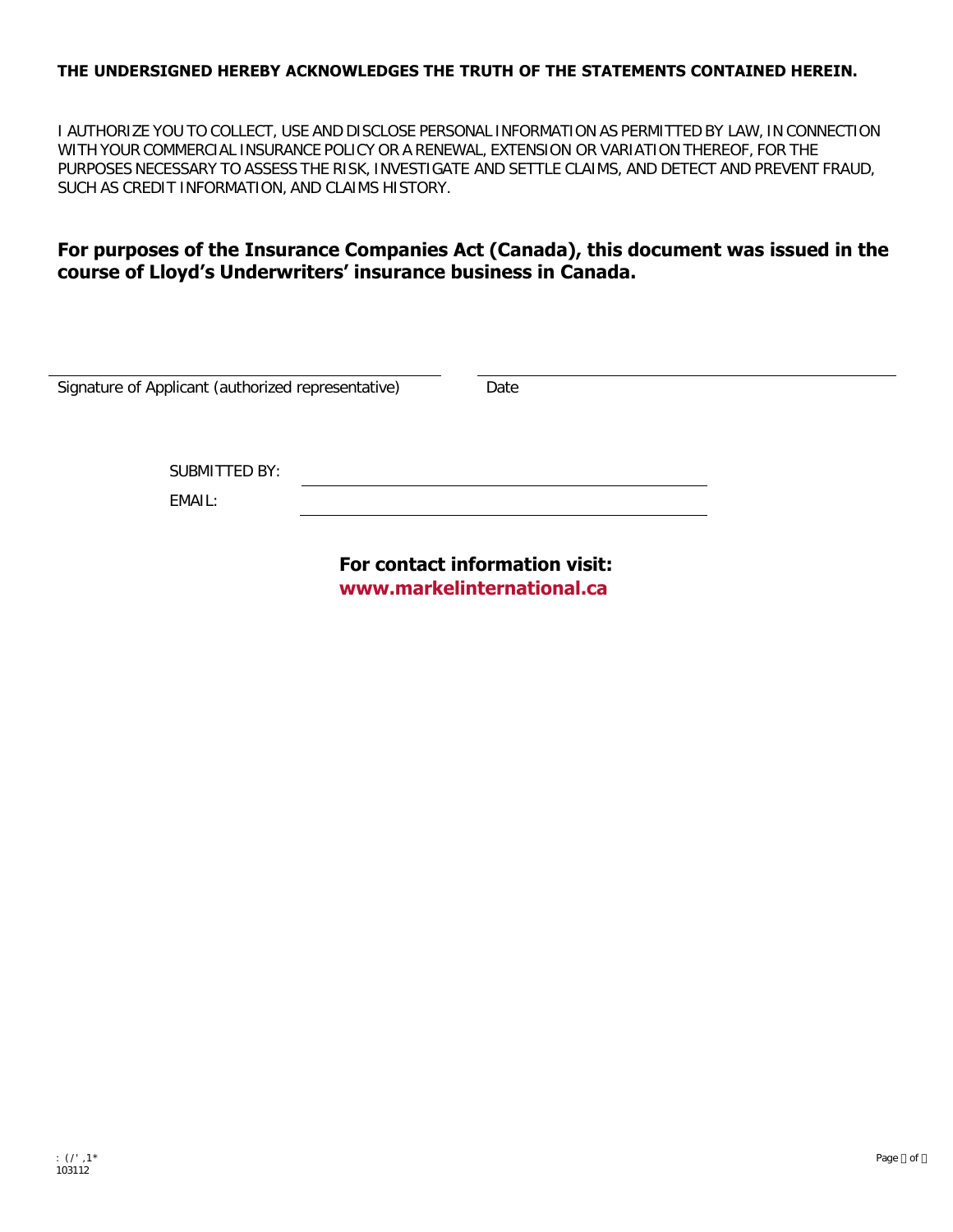**THE UNDERSIGNED HEREBY ACKNOWLEDGES THE TRUTH OF THE STATEMENTS CONTAINED HEREIN.**

I AUTHORIZE YOU TO COLLECT, USE AND DISCLOSE PERSONAL INFORMATION AS PERMITTED BY LAW, IN CONNECTION WITH YOUR COMMERCIAL INSURANCE POLICY OR A RENEWAL, EXTENSION OR VARIATION THEREOF, FOR THE PURPOSES NECESSARY TO ASSESS THE RISK, INVESTIGATE AND SETTLE CLAIMS, AND DETECT AND PREVENT FRAUD, SUCH AS CREDIT INFORMATION, AND CLAIMS HISTORY.

**For purposes of the Insurance Companies Act (Canada), this document was issued in the course of Lloyd's Underwriters' insurance business in Canada.**

______________________________ Signature of Applicant (authorized representative)

______________________________ Date

SUBMITTED BY: ______________________________

EMAIL: ______________________________

**For contact information visit:**
**www.markelinternational.ca**

103112